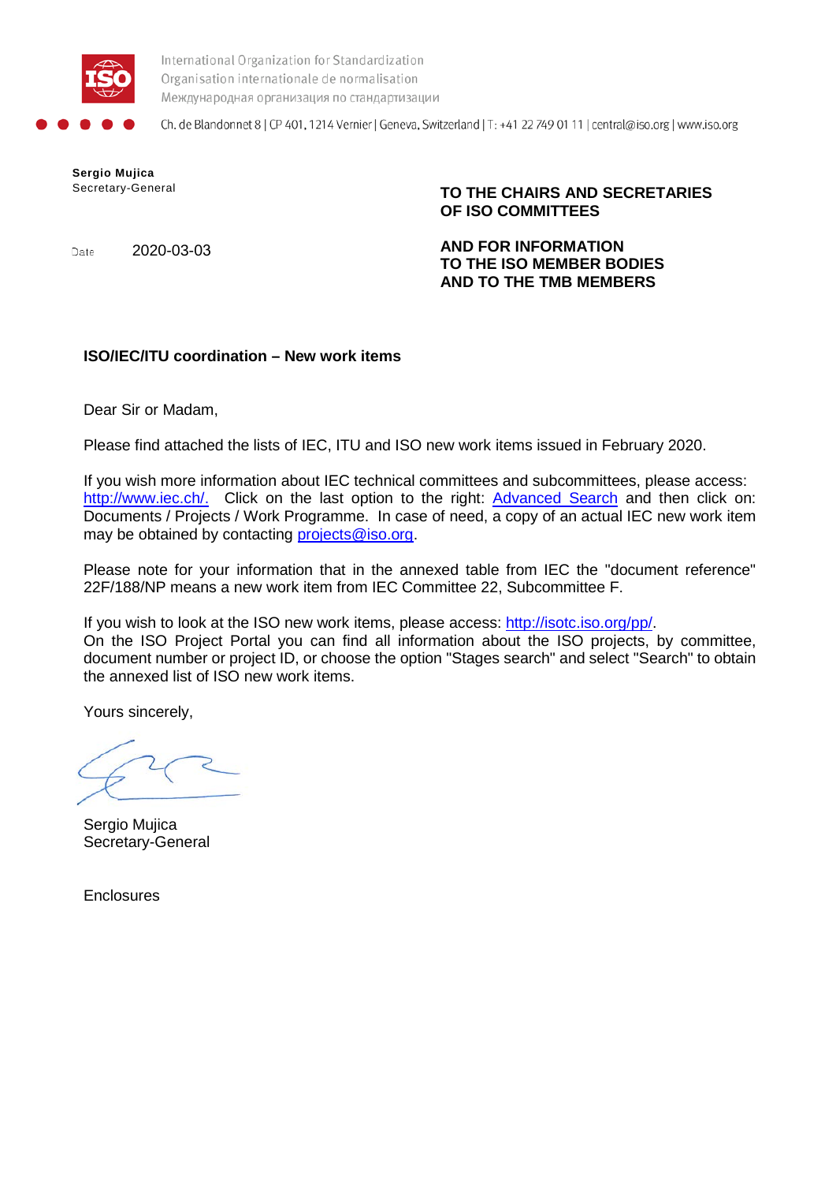International Organization for Standardization
Organisation internationale de normalisation
Международная организация по стандартизации

Ch. de Blandonnet 8 | CP 401, 1214 Vernier | Geneva, Switzerland | T: +41 22 749 01 11 | central@iso.org | www.iso.org

**Sergio Mujica**
Secretary-General

Date 2020-03-03

**TO THE CHAIRS AND SECRETARIES OF ISO COMMITTEES**

**AND FOR INFORMATION TO THE ISO MEMBER BODIES AND TO THE TMB MEMBERS**

**ISO/IEC/ITU coordination – New work items**

Dear Sir or Madam,

Please find attached the lists of IEC, ITU and ISO new work items issued in February 2020.

If you wish more information about IEC technical committees and subcommittees, please access: http://www.iec.ch/. Click on the last option to the right: Advanced Search and then click on: Documents / Projects / Work Programme. In case of need, a copy of an actual IEC new work item may be obtained by contacting projects@iso.org.

Please note for your information that in the annexed table from IEC the "document reference" 22F/188/NP means a new work item from IEC Committee 22, Subcommittee F.

If you wish to look at the ISO new work items, please access: http://isotc.iso.org/pp/.
On the ISO Project Portal you can find all information about the ISO projects, by committee, document number or project ID, or choose the option "Stages search" and select "Search" to obtain the annexed list of ISO new work items.

Yours sincerely,

Sergio Mujica
Secretary-General

Enclosures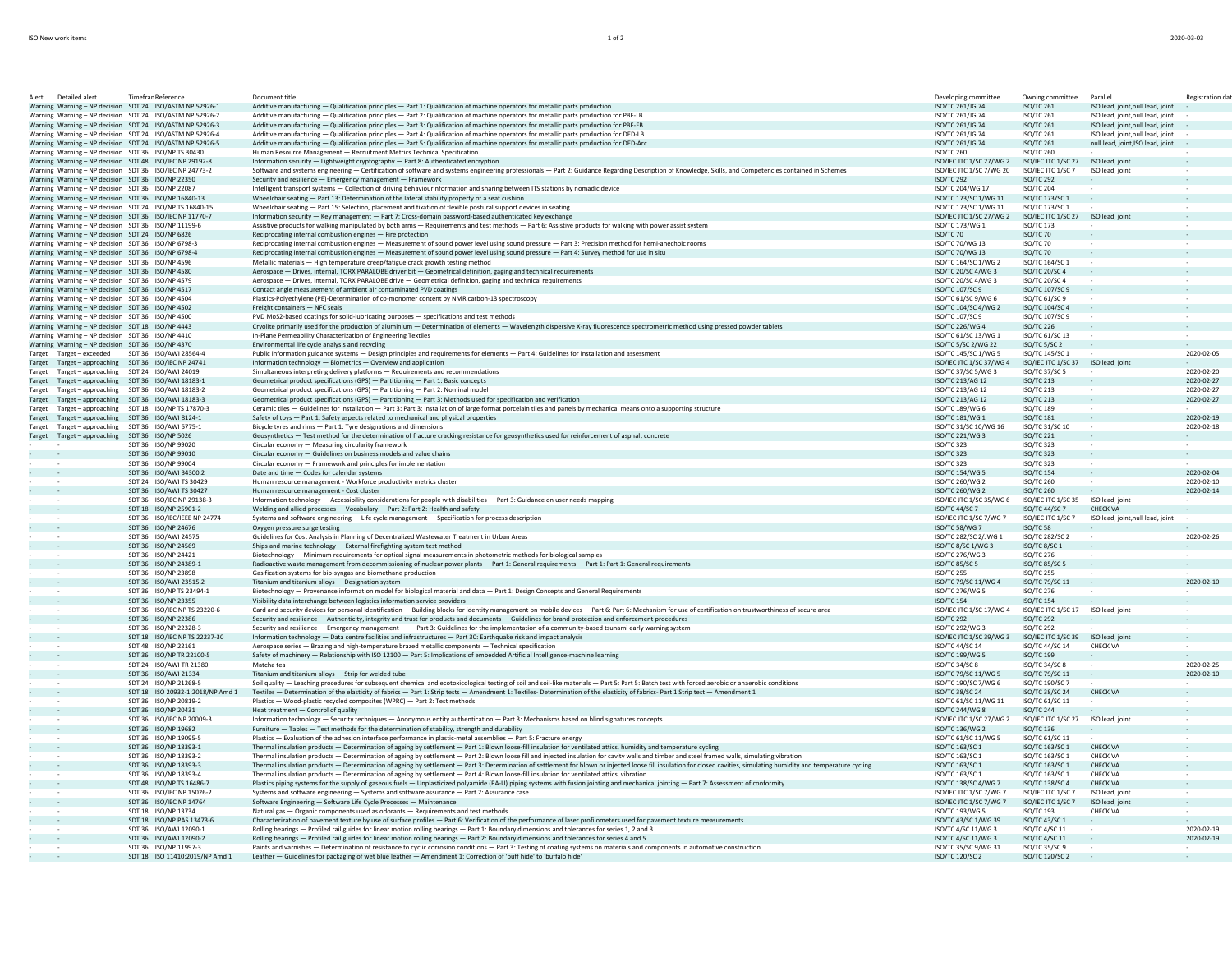| Alert | Detailed alert | Timeframe | Reference | Document title | Developing committee | Owning committee | Parallel | Registration date |
|---|---|---|---|---|---|---|---|---|
| Warning | Warning – NP decision | SDT 24 | ISO/ASTM NP 52926-1 | Additive manufacturing — Qualification principles — Part 1: Qualification of machine operators for metallic parts production | ISO/TC 261/JG 74 | ISO/TC 261 | ISO lead, joint,null lead, joint | - |
| Warning | Warning – NP decision | SDT 24 | ISO/ASTM NP 52926-2 | Additive manufacturing — Qualification principles — Part 2: Qualification of machine operators for metallic parts production for PBF-LB | ISO/TC 261/JG 74 | ISO/TC 261 | ISO lead, joint,null lead, joint | - |
| Warning | Warning – NP decision | SDT 24 | ISO/ASTM NP 52926-3 | Additive manufacturing — Qualification principles — Part 3: Qualification of machine operators for metallic parts production for PBF-EB | ISO/TC 261/JG 74 | ISO/TC 261 | ISO lead, joint,null lead, joint | - |
| Warning | Warning – NP decision | SDT 24 | ISO/ASTM NP 52926-4 | Additive manufacturing — Qualification principles — Part 4: Qualification of machine operators for metallic parts production for DED-LB | ISO/TC 261/JG 74 | ISO/TC 261 | ISO lead, joint,null lead, joint | - |
| Warning | Warning – NP decision | SDT 24 | ISO/ASTM NP 52926-5 | Additive manufacturing — Qualification principles — Part 5: Qualification of machine operators for metallic parts production for DED-Arc | ISO/TC 261/JG 74 | ISO/TC 261 | null lead, joint,ISO lead, joint | - |
| Warning | Warning – NP decision | SDT 36 | ISO/NP TS 30430 | Human Resource Management — Recruitment Metrics Technical Specification | ISO/TC 260 | ISO/TC 260 | - | - |
| Warning | Warning – NP decision | SDT 48 | ISO/IEC NP 29192-8 | Information security — Lightweight cryptography — Part 8: Authenticated encryption | ISO/IEC JTC 1/SC 27/WG 2 | ISO/IEC JTC 1/SC 27 | ISO lead, joint | - |
| Warning | Warning – NP decision | SDT 36 | ISO/IEC NP 24773-2 | Software and systems engineering — Certification of software and systems engineering professionals — Part 2: Guidance Regarding Description of Knowledge, Skills, and Competencies contained in Schemes | ISO/IEC JTC 1/SC 7/WG 20 | ISO/IEC JTC 1/SC 7 | ISO lead, joint | - |
| Warning | Warning – NP decision | SDT 36 | ISO/NP 22350 | Security and resilience — Emergency management — Framework | ISO/TC 292 | ISO/TC 292 | - | - |
| Warning | Warning – NP decision | SDT 36 | ISO/NP 22087 | Intelligent transport systems — Collection of driving behaviourinformation and sharing between ITS stations by nomadic device | ISO/TC 204/WG 17 | ISO/TC 204 | - | - |
| Warning | Warning – NP decision | SDT 36 | ISO/NP 16840-13 | Wheelchair seating — Part 13: Determination of the lateral stability property of a seat cushion | ISO/TC 173/SC 1/WG 11 | ISO/TC 173/SC 1 | - | - |
| Warning | Warning – NP decision | SDT 24 | ISO/NP TS 16840-15 | Wheelchair seating — Part 15: Selection, placement and fixation of flexible postural support devices in seating | ISO/TC 173/SC 1/WG 11 | ISO/TC 173/SC 1 | - | - |
| Warning | Warning – NP decision | SDT 36 | ISO/IEC NP 11770-7 | Information security — Key management — Part 7: Cross-domain password-based authenticated key exchange | ISO/IEC JTC 1/SC 27/WG 2 | ISO/IEC JTC 1/SC 27 | ISO lead, joint | - |
| Warning | Warning – NP decision | SDT 36 | ISO/NP 11199-6 | Assistive products for walking manipulated by both arms — Requirements and test methods — Part 6: Assistive products for walking with power assist system | ISO/TC 173/WG 1 | ISO/TC 173 | - | - |
| Warning | Warning – NP decision | SDT 24 | ISO/NP 6826 | Reciprocating internal combustion engines — Fire protection | ISO/TC 70 | ISO/TC 70 | - | - |
| Warning | Warning – NP decision | SDT 36 | ISO/NP 6798-3 | Reciprocating internal combustion engines — Measurement of sound power level using sound pressure — Part 3: Precision method for hemi-anechoic rooms | ISO/TC 70/WG 13 | ISO/TC 70 | - | - |
| Warning | Warning – NP decision | SDT 36 | ISO/NP 6798-4 | Reciprocating internal combustion engines — Measurement of sound power level using sound pressure — Part 4: Survey method for use in situ | ISO/TC 70/WG 13 | ISO/TC 70 | - | - |
| Warning | Warning – NP decision | SDT 36 | ISO/NP 4596 | Metallic materials — High temperature creep/fatigue crack growth testing method | ISO/TC 164/SC 1/WG 2 | ISO/TC 164/SC 1 | - | - |
| Warning | Warning – NP decision | SDT 36 | ISO/NP 4580 | Aerospace — Drives, internal, TORX PARALOBE driver bit — Geometrical definition, gaging and technical requirements | ISO/TC 20/SC 4/WG 3 | ISO/TC 20/SC 4 | - | - |
| Warning | Warning – NP decision | SDT 36 | ISO/NP 4579 | Aerospace — Drives, internal, TORX PARALOBE drive — Geometrical definition, gaging and technical requirements | ISO/TC 20/SC 4/WG 3 | ISO/TC 20/SC 4 | - | - |
| Warning | Warning – NP decision | SDT 36 | ISO/NP 4517 | Contact angle measurement of ambient air contaminated PVD coatings | ISO/TC 107/SC 9 | ISO/TC 107/SC 9 | - | - |
| Warning | Warning – NP decision | SDT 36 | ISO/NP 4504 | Plastics-Polyethylene (PE)-Determination of co-monomer content by NMR carbon-13 spectroscopy | ISO/TC 61/SC 9/WG 6 | ISO/TC 61/SC 9 | - | - |
| Warning | Warning – NP decision | SDT 36 | ISO/NP 4502 | Freight containers — NFC seals | ISO/TC 104/SC 4/WG 2 | ISO/TC 104/SC 4 | - | - |
| Warning | Warning – NP decision | SDT 36 | ISO/NP 4500 | PVD MoS2-based coatings for solid-lubricating purposes — specifications and test methods | ISO/TC 107/SC 9 | ISO/TC 107/SC 9 | - | - |
| Warning | Warning – NP decision | SDT 18 | ISO/NP 4443 | Cryolite primarily used for the production of aluminium — Determination of elements — Wavelength dispersive X-ray fluorescence spectrometric method using pressed powder tablets | ISO/TC 226/WG 4 | ISO/TC 226 | - | - |
| Warning | Warning – NP decision | SDT 36 | ISO/NP 4410 | In-Plane Permeability Characterization of Engineering Textiles | ISO/TC 61/SC 13/WG 1 | ISO/TC 61/SC 13 | - | - |
| Warning | Warning – NP decision | SDT 36 | ISO/NP 4370 | Environmental life cycle analysis and recycling | ISO/TC 5/SC 2/WG 22 | ISO/TC 5/SC 2 | - | - |
| Target | Target – exceeded | SDT 36 | ISO/AWI 28564-4 | Public information guidance systems — Design principles and requirements for elements — Part 4: Guidelines for installation and assessment | ISO/TC 145/SC 1/WG 5 | ISO/TC 145/SC 1 | - | 2020-02-05 |
| Target | Target – approaching | SDT 36 | ISO/IEC NP 24741 | Information technology — Biometrics — Overview and application | ISO/IEC JTC 1/SC 37/WG 4 | ISO/IEC JTC 1/SC 37 | ISO lead, joint | - |
| Target | Target – approaching | SDT 24 | ISO/AWI 24019 | Simultaneous interpreting delivery platforms — Requirements and recommendations | ISO/TC 37/SC 5/WG 3 | ISO/TC 37/SC 5 | - | 2020-02-20 |
| Target | Target – approaching | SDT 36 | ISO/AWI 18183-1 | Geometrical product specifications (GPS) — Partitioning — Part 1: Basic concepts | ISO/TC 213/AG 12 | ISO/TC 213 | - | 2020-02-27 |
| Target | Target – approaching | SDT 36 | ISO/AWI 18183-2 | Geometrical product specifications (GPS) — Partitioning — Part 2: Nominal model | ISO/TC 213/AG 12 | ISO/TC 213 | - | 2020-02-27 |
| Target | Target – approaching | SDT 36 | ISO/AWI 18183-3 | Geometrical product specifications (GPS) — Partitioning — Part 3: Methods used for specification and verification | ISO/TC 213/AG 12 | ISO/TC 213 | - | 2020-02-27 |
| Target | Target – approaching | SDT 18 | ISO/NP TS 17870-3 | Ceramic tiles — Guidelines for installation — Part 3: Part 3: Installation of large format porcelain tiles and panels by mechanical means onto a supporting structure | ISO/TC 189/WG 6 | ISO/TC 189 | - | - |
| Target | Target – approaching | SDT 36 | ISO/AWI 8124-1 | Safety of toys — Part 1: Safety aspects related to mechanical and physical properties | ISO/TC 181/WG 1 | ISO/TC 181 | - | 2020-02-19 |
| Target | Target – approaching | SDT 36 | ISO/AWI 5775-1 | Bicycle tyres and rims — Part 1: Tyre designations and dimensions | ISO/TC 31/SC 10/WG 16 | ISO/TC 31/SC 10 | - | 2020-02-18 |
| Target | Target – approaching | SDT 36 | ISO/NP 5026 | Geosynthetics — Test method for the determination of fracture cracking resistance for geosynthetics used for reinforcement of asphalt concrete | ISO/TC 221/WG 3 | ISO/TC 221 | - | - |
| - | - | SDT 36 | ISO/NP 99020 | Circular economy — Measuring circularity framework | ISO/TC 323 | ISO/TC 323 | - | - |
| - | - | SDT 36 | ISO/NP 99010 | Circular economy — Guidelines on business models and value chains | ISO/TC 323 | ISO/TC 323 | - | - |
| - | - | SDT 36 | ISO/NP 99004 | Circular economy — Framework and principles for implementation | ISO/TC 323 | ISO/TC 323 | - | - |
| - | - | SDT 36 | ISO/AWI 34300.2 | Date and time — Codes for calendar systems | ISO/TC 154/WG 5 | ISO/TC 154 | - | 2020-02-04 |
| - | - | SDT 24 | ISO/AWI TS 30429 | Human resource management - Workforce productivity metrics cluster | ISO/TC 260/WG 2 | ISO/TC 260 | - | 2020-02-10 |
| - | - | SDT 36 | ISO/AWI TS 30427 | Human resource management - Cost cluster | ISO/TC 260/WG 2 | ISO/TC 260 | - | 2020-02-14 |
| - | - | SDT 36 | ISO/IEC NP 29138-3 | Information technology — Accessibility considerations for people with disabilities — Part 3: Guidance on user needs mapping | ISO/IEC JTC 1/SC 35/WG 6 | ISO/IEC JTC 1/SC 35 | ISO lead, joint | - |
| - | - | SDT 18 | ISO/NP 25901-2 | Welding and allied processes — Vocabulary — Part 2: Part 2: Health and safety | ISO/TC 44/SC 7 | ISO/TC 44/SC 7 | CHECK VA | - |
| - | - | SDT 36 | ISO/IEC/IEEE NP 24774 | Systems and software engineering — Life cycle management — Specification for process description | ISO/IEC JTC 1/SC 7/WG 7 | ISO/IEC JTC 1/SC 7 | ISO lead, joint,null lead, joint | - |
| - | - | SDT 36 | ISO/NP 24676 | Oxygen pressure surge testing | ISO/TC 58/WG 7 | ISO/TC 58 | - | - |
| - | - | SDT 36 | ISO/AWI 24575 | Guidelines for Cost Analysis in Planning of Decentralized Wastewater Treatment in Urban Areas | ISO/TC 282/SC 2/JWG 1 | ISO/TC 282/SC 2 | - | 2020-02-26 |
| - | - | SDT 36 | ISO/NP 24569 | Ships and marine technology — External firefighting system test method | ISO/TC 8/SC 1/WG 3 | ISO/TC 8/SC 1 | - | - |
| - | - | SDT 36 | ISO/NP 24421 | Biotechnology — Minimum requirements for optical signal measurements in photometric methods for biological samples | ISO/TC 276/WG 3 | ISO/TC 276 | - | - |
| - | - | SDT 36 | ISO/NP 24389-1 | Radioactive waste management from decommissioning of nuclear power plants — Part 1: General requirements — Part 1: Part 1: General requirements | ISO/TC 85/SC 5 | ISO/TC 85/SC 5 | - | - |
| - | - | SDT 36 | ISO/NP 23898 | Gasification systems for bio-syngas and biomethane production | ISO/TC 255 | ISO/TC 255 | - | - |
| - | - | SDT 36 | ISO/AWI 23515.2 | Titanium and titanium alloys — Designation system — | ISO/TC 79/SC 11/WG 4 | ISO/TC 79/SC 11 | - | 2020-02-10 |
| - | - | SDT 36 | ISO/NP TS 23494-1 | Biotechnology — Provenance information model for biological material and data — Part 1: Design Concepts and General Requirements | ISO/TC 276/WG 5 | ISO/TC 276 | - | - |
| - | - | SDT 36 | ISO/NP 23355 | Visibility data interchange between logistics information service providers | ISO/TC 154 | ISO/TC 154 | - | - |
| - | - | SDT 36 | ISO/IEC NP TS 23220-6 | Card and security devices for personal identification — Building blocks for identity management on mobile devices — Part 6: Part 6: Mechanism for use of certification on trustworthiness of secure area | ISO/IEC JTC 1/SC 17/WG 4 | ISO/IEC JTC 1/SC 17 | ISO lead, joint | - |
| - | - | SDT 36 | ISO/NP 22386 | Security and resilience — Authenticity, integrity and trust for products and documents — Guidelines for brand protection and enforcement procedures | ISO/TC 292 | ISO/TC 292 | - | - |
| - | - | SDT 36 | ISO/NP 22328-3 | Security and resilience — Emergency management — — Part 3: Guidelines for the implementation of a community-based tsunami early warning system | ISO/TC 292/WG 3 | ISO/TC 292 | - | - |
| - | - | SDT 18 | ISO/IEC NP TS 22237-30 | Information technology — Data centre facilities and infrastructures — Part 30: Earthquake risk and impact analysis | ISO/IEC JTC 1/SC 39/WG 3 | ISO/IEC JTC 1/SC 39 | ISO lead, joint | - |
| - | - | SDT 48 | ISO/NP 22161 | Aerospace series — Brazing and high-temperature brazed metallic components — Technical specification | ISO/TC 44/SC 14 | ISO/TC 44/SC 14 | CHECK VA | - |
| - | - | SDT 36 | ISO/NP TR 22100-5 | Safety of machinery — Relationship with ISO 12100 — Part 5: Implications of embedded Artificial Intelligence-machine learning | ISO/TC 199/WG 5 | ISO/TC 199 | - | - |
| - | - | SDT 24 | ISO/AWI TR 21380 | Matcha tea | ISO/TC 34/SC 8 | ISO/TC 34/SC 8 | - | 2020-02-25 |
| - | - | SDT 36 | ISO/AWI 21334 | Titanium and titanium alloys — Strip for welded tube | ISO/TC 79/SC 11/WG 5 | ISO/TC 79/SC 11 | - | 2020-02-10 |
| - | - | SDT 24 | ISO/NP 21268-5 | Soil quality — Leaching procedures for subsequent chemical and ecotoxicological testing of soil and soil-like materials — Part 5: Part 5: Batch test with forced aerobic or anaerobic conditions | ISO/TC 190/SC 7/WG 6 | ISO/TC 190/SC 7 | - | - |
| - | - | SDT 18 | ISO 20932-1:2018/NP Amd 1 | Textiles — Determination of the elasticity of fabrics — Part 1: Strip tests — Amendment 1: Textiles- Determination of the elasticity of fabrics- Part 1 Strip test — Amendment 1 | ISO/TC 38/SC 24 | ISO/TC 38/SC 24 | CHECK VA | - |
| - | - | SDT 36 | ISO/NP 20819-2 | Plastics — Wood-plastic recycled composites (WPRC) — Part 2: Test methods | ISO/TC 61/SC 11/WG 11 | ISO/TC 61/SC 11 | - | - |
| - | - | SDT 36 | ISO/NP 20431 | Heat treatment — Control of quality | ISO/TC 244/WG 8 | ISO/TC 244 | - | - |
| - | - | SDT 36 | ISO/IEC NP 20009-3 | Information technology — Security techniques — Anonymous entity authentication — Part 3: Mechanisms based on blind signatures concepts | ISO/IEC JTC 1/SC 27/WG 2 | ISO/IEC JTC 1/SC 27 | ISO lead, joint | - |
| - | - | SDT 36 | ISO/NP 19682 | Furniture — Tables — Test methods for the determination of stability, strength and durability | ISO/TC 136/WG 2 | ISO/TC 136 | - | - |
| - | - | SDT 36 | ISO/NP 19095-5 | Plastics — Evaluation of the adhesion interface performance in plastic-metal assemblies — Part 5: Fracture energy | ISO/TC 61/SC 11/WG 5 | ISO/TC 61/SC 11 | - | - |
| - | - | SDT 36 | ISO/NP 18393-1 | Thermal insulation products — Determination of ageing by settlement — Part 1: Blown loose-fill insulation for ventilated attics, humidity and temperature cycling | ISO/TC 163/SC 1 | ISO/TC 163/SC 1 | CHECK VA | - |
| - | - | SDT 36 | ISO/NP 18393-2 | Thermal insulation products — Determination of ageing by settlement — Part 2: Blown loose fill and injected insulation for cavity walls and timber and steel framed walls, simulating vibration | ISO/TC 163/SC 1 | ISO/TC 163/SC 1 | CHECK VA | - |
| - | - | SDT 36 | ISO/NP 18393-3 | Thermal insulation products — Determination of ageing by settlement — Part 3: Determination of settlement for blown or injected loose fill insulation for closed cavities, simulating humidity and temperature cycling | ISO/TC 163/SC 1 | ISO/TC 163/SC 1 | CHECK VA | - |
| - | - | SDT 36 | ISO/NP 18393-4 | Thermal insulation products — Determination of ageing by settlement — Part 4: Blown loose-fill insulation for ventilated attics, vibration | ISO/TC 163/SC 1 | ISO/TC 163/SC 1 | CHECK VA | - |
| - | - | SDT 48 | ISO/NP TS 16486-7 | Plastics piping systems for the supply of gaseous fuels — Unplasticized polyamide (PA-U) piping systems with fusion jointing and mechanical jointing — Part 7: Assessment of conformity | ISO/TC 138/SC 4/WG 7 | ISO/TC 138/SC 4 | CHECK VA | - |
| - | - | SDT 36 | ISO/IEC NP 15026-2 | Systems and software engineering — Systems and software assurance — Part 2: Assurance case | ISO/IEC JTC 1/SC 7/WG 7 | ISO/IEC JTC 1/SC 7 | ISO lead, joint | - |
| - | - | SDT 36 | ISO/IEC NP 14764 | Software Engineering — Software Life Cycle Processes — Maintenance | ISO/IEC JTC 1/SC 7/WG 7 | ISO/IEC JTC 1/SC 7 | ISO lead, joint | - |
| - | - | SDT 18 | ISO/NP 13734 | Natural gas — Organic components used as odorants — Requirements and test methods | ISO/TC 193/WG 5 | ISO/TC 193 | CHECK VA | - |
| - | - | SDT 18 | ISO/NP PAS 13473-6 | Characterization of pavement texture by use of surface profiles — Part 6: Verification of the performance of laser profilometers used for pavement texture measurements | ISO/TC 43/SC 1/WG 39 | ISO/TC 43/SC 1 | - | - |
| - | - | SDT 36 | ISO/AWI 12090-1 | Rolling bearings — Profiled rail guides for linear motion rolling bearings — Part 1: Boundary dimensions and tolerances for series 1, 2 and 3 | ISO/TC 4/SC 11/WG 3 | ISO/TC 4/SC 11 | - | 2020-02-19 |
| - | - | SDT 36 | ISO/AWI 12090-2 | Rolling bearings — Profiled rail guides for linear motion rolling bearings — Part 2: Boundary dimensions and tolerances for series 4 and 5 | ISO/TC 4/SC 11/WG 3 | ISO/TC 4/SC 11 | - | 2020-02-19 |
| - | - | SDT 36 | ISO/NP 11997-3 | Paints and varnishes — Determination of resistance to cyclic corrosion conditions — Part 3: Testing of coating systems on materials and components in automotive construction | ISO/TC 35/SC 9/WG 31 | ISO/TC 35/SC 9 | - | - |
| - | - | SDT 18 | ISO 11410:2019/NP Amd 1 | Leather — Guidelines for packaging of wet blue leather — Amendment 1: Correction of 'buff hide' to 'buffalo hide' | ISO/TC 120/SC 2 | ISO/TC 120/SC 2 | - | - |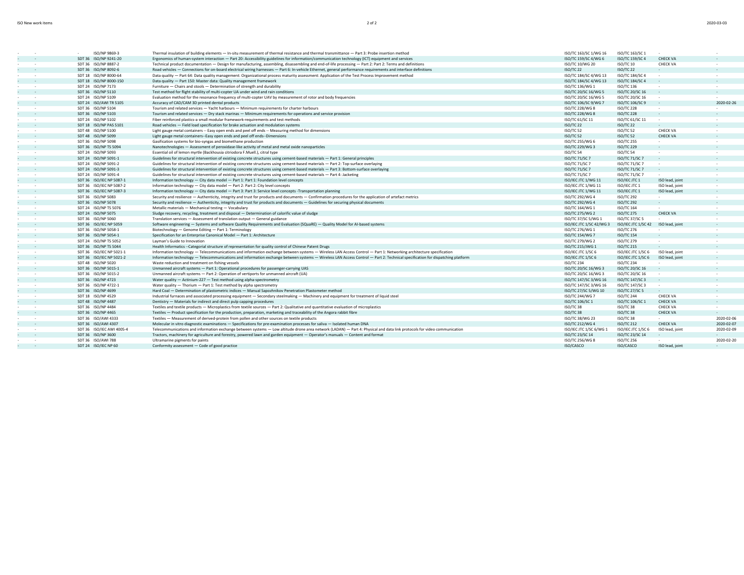| | | | | | | | | |
|---|---|---|---|---|---|---|---|---|
| - | - | - | ISO/NP 9869-3 | Thermal insulation of building elements — In-situ measurement of thermal resistance and thermal transmittance — Part 3: Probe insertion method | ISO/TC 163/SC 1/WG 16 | ISO/TC 163/SC 1 | - | - |
| - | - | SDT 36 | ISO/NP 9241-20 | Ergonomics of human-system interaction — Part 20: Accessibility guidelines for information/communication technology (ICT) equipment and services | ISO/TC 159/SC 4/WG 6 | ISO/TC 159/SC 4 | CHECK VA | - |
| - | - | SDT 36 | ISO/NP 8887-2 | Technical product documentation — Design for manufacturing, assembling, disassembling and end-of-life processing — Part 2: Part 2: Terms and definitions | ISO/TC 10/WG 20 | ISO/TC 10 | CHECK VA | - |
| - | - | SDT 36 | ISO/NP 8092-6 | Road vehicles — Connections for on-board electrical wiring harnesses — Part 6: In-vehicle Ethernet, general performance requirements and interface definitions | ISO/TC 22 | ISO/TC 22 | - | - |
| - | - | SDT 18 | ISO/NP 8000-64 | Data quality — Part 64: Data quality management: Organizational process maturity assessment: Application of the Test Process Improvement method | ISO/TC 184/SC 4/WG 13 | ISO/TC 184/SC 4 | - | - |
| - | - | SDT 18 | ISO/NP 8000-150 | Data quality — Part 150: Master data: Quality management framework | ISO/TC 184/SC 4/WG 13 | ISO/TC 184/SC 4 | - | - |
| - | - | SDT 24 | ISO/NP 7173 | Furniture — Chairs and stools — Determination of strength and durability | ISO/TC 136/WG 1 | ISO/TC 136 | - | - |
| - | - | SDT 36 | ISO/NP 5110 | Test method for flight stability of multi-copter UA under wind and rain conditions | ISO/TC 20/SC 16/WG 5 | ISO/TC 20/SC 16 | - | - |
| - | - | SDT 24 | ISO/NP 5109 | Evaluation method for the resonance frequency of multi-copter UAV by measurement of rotor and body frequencies | ISO/TC 20/SC 16/WG 5 | ISO/TC 20/SC 16 | - | - |
| - | - | SDT 24 | ISO/AWI TR 5105 | Accuracy of CAD/CAM 3D printed dental products | ISO/TC 106/SC 9/WG 7 | ISO/TC 106/SC 9 | - | 2020-02-26 |
| - | - | SDT 36 | ISO/NP 5104 | Tourism and related services — Yacht harbours — Minimum requirements for charter harbours | ISO/TC 228/WG 8 | ISO/TC 228 | - | - |
| - | - | SDT 36 | ISO/NP 5103 | Tourism and related services — Dry stack marinas — Minimum requirements for operations and service provision | ISO/TC 228/WG 8 | ISO/TC 228 | - | - |
| - | - | SDT 24 | ISO/NP 5102 | Fiber reinforced plastics-a small modular framework-requirements and test methods | ISO/TC 61/SC 11 | ISO/TC 61/SC 11 | - | - |
| - | - | SDT 18 | ISO/NP PAS 5101 | Road vehicles — Field load specification for brake actuation and modulation systems | ISO/TC 22 | ISO/TC 22 | - | - |
| - | - | SDT 48 | ISO/NP 5100 | Light gauge metal containers -- Easy open ends and peel off ends -- Measuring method for dimensions | ISO/TC 52 | ISO/TC 52 | CHECK VA | - |
| - | - | SDT 48 | ISO/NP 5099 | Light gauge metal containers--Easy open ends and peel off ends--Dimensions | ISO/TC 52 | ISO/TC 52 | CHECK VA | - |
| - | - | SDT 36 | ISO/NP 5098 | Gasification systems for bio-syngas and biomethane production | ISO/TC 255/WG 6 | ISO/TC 255 | - | - |
| - | - | SDT 36 | ISO/NP TS 5094 | Nanotechnologies — Assessment of peroxidase-like activity of metal and metal oxide nanoparticles | ISO/TC 229/WG 3 | ISO/TC 229 | - | - |
| - | - | SDT 24 | ISO/NP 5093 | Essential oil of lemon myrtle (Backhousia citriodora F.Muell.), citral type | ISO/TC 54 | ISO/TC 54 | - | - |
| - | - | SDT 24 | ISO/NP 5091-1 | Guidelines for structural intervention of existing concrete structures using cement-based materials — Part 1: General principles | ISO/TC 71/SC 7 | ISO/TC 71/SC 7 | - | - |
| - | - | SDT 24 | ISO/NP 5091-2 | Guidelines for structural intervention of existing concrete structures using cement-based materials — Part 2: Top-surface overlaying | ISO/TC 71/SC 7 | ISO/TC 71/SC 7 | - | - |
| - | - | SDT 24 | ISO/NP 5091-3 | Guidelines for structural intervention of existing concrete structures using cement-based materials — Part 3: Bottom-surface overlaying | ISO/TC 71/SC 7 | ISO/TC 71/SC 7 | - | - |
| - | - | SDT 24 | ISO/NP 5091-4 | Guidelines for structural intervention of existing concrete structures using cement-based materials — Part 4: Jacketing | ISO/TC 71/SC 7 | ISO/TC 71/SC 7 | - | - |
| - | - | SDT 36 | ISO/IEC NP 5087-1 | Information technology — City data model — Part 1: Part 1: Foundation level concepts | ISO/IEC JTC 1/WG 11 | ISO/IEC JTC 1 | ISO lead, joint | - |
| - | - | SDT 36 | ISO/IEC NP 5087-2 | Information technology — City data model — Part 2: Part 2: City level concepts | ISO/IEC JTC 1/WG 11 | ISO/IEC JTC 1 | ISO lead, joint | - |
| - | - | SDT 36 | ISO/IEC NP 5087-3 | Information technology — City data model — Part 3: Part 3: Service level concepts -Transportation planning | ISO/IEC JTC 1/WG 11 | ISO/IEC JTC 1 | ISO lead, joint | - |
| - | - | SDT 36 | ISO/NP 5083 | Security and resilience — Authenticity, integrity and trust for products and documents — Confirmation procedures for the application of artefact metrics | ISO/TC 292/WG 4 | ISO/TC 292 | - | - |
| - | - | SDT 36 | ISO/NP 5078 | Security and resilience — Authenticity, integrity and trust for products and documents — Guidelines for securing physical documents | ISO/TC 292/WG 4 | ISO/TC 292 | - | - |
| - | - | SDT 24 | ISO/NP TS 5076 | Metallic materials — Mechanical testing — Vocabulary | ISO/TC 164/WG 1 | ISO/TC 164 | - | - |
| - | - | SDT 24 | ISO/NP 5075 | Sludge recovery, recycling, treatment and disposal — Determination of calorific value of sludge | ISO/TC 275/WG 2 | ISO/TC 275 | CHECK VA | - |
| - | - | SDT 36 | ISO/NP 5060 | Translation services — Assessment of translation output — General guidance | ISO/TC 37/SC 5/WG 1 | ISO/TC 37/SC 5 | - | - |
| - | - | SDT 36 | ISO/IEC NP 5059 | Software engineering — Systems and software Quality Requirements and Evaluation (SQuaRE) — Quality Model for AI-based systems | ISO/IEC JTC 1/SC 42/WG 3 | ISO/IEC JTC 1/SC 42 | ISO lead, joint | - |
| - | - | SDT 36 | ISO/NP 5058-1 | Biotechnology — Genome Editing — Part 1: Terminology | ISO/TC 276/WG 1 | ISO/TC 276 | - | - |
| - | - | SDT 36 | ISO/NP 5054-1 | Specification for an Enterprise Canonical Model — Part 1: Architecture | ISO/TC 154/WG 7 | ISO/TC 154 | - | - |
| - | - | SDT 24 | ISO/NP TS 5052 | Layman's Guide to Innovation | ISO/TC 279/WG 2 | ISO/TC 279 | - | - |
| - | - | SDT 36 | ISO/NP TS 5044 | Health Informatics --Categorial structure of representation for quality control of Chinese Patent Drugs | ISO/TC 215/JWG 1 | ISO/TC 215 | - | - |
| - | - | SDT 36 | ISO/IEC NP 5021-1 | Information technology — Telecommunications and information exchange between systems — Wireless LAN Access Control — Part 1: Networking architecture specification | ISO/IEC JTC 1/SC 6 | ISO/IEC JTC 1/SC 6 | ISO lead, joint | - |
| - | - | SDT 36 | ISO/IEC NP 5021-2 | Information technology — Telecommunications and information exchange between systems — Wireless LAN Access Control — Part 2: Technical specification for dispatching platform | ISO/IEC JTC 1/SC 6 | ISO/IEC JTC 1/SC 6 | ISO lead, joint | - |
| - | - | SDT 48 | ISO/NP 5020 | Waste reduction and treatment on fishing vessels | ISO/TC 234 | ISO/TC 234 | - | - |
| - | - | SDT 36 | ISO/NP 5015-1 | Unmanned aircraft systems — Part 1: Operational procedures for passenger-carrying UAS | ISO/TC 20/SC 16/WG 3 | ISO/TC 20/SC 16 | - | - |
| - | - | SDT 36 | ISO/NP 5015-2 | Unmanned aircraft systems — Part 2: Operation of vertiports for unmanned aircraft (UA) | ISO/TC 20/SC 16/WG 3 | ISO/TC 20/SC 16 | - | - |
| - | - | SDT 36 | ISO/NP 4723 | Water quality — Actinium-227 — Test method using alpha-spectrometry | ISO/TC 147/SC 3/WG 16 | ISO/TC 147/SC 3 | - | - |
| - | - | SDT 36 | ISO/NP 4722-1 | Water quality — Thorium — Part 1: Test method by alpha spectrometry | ISO/TC 147/SC 3/WG 16 | ISO/TC 147/SC 3 | - | - |
| - | - | SDT 36 | ISO/NP 4699 | Hard Coal — Determination of plastometric indices — Manual Sapozhnikov Penetration Plastometer method | ISO/TC 27/SC 5/WG 10 | ISO/TC 27/SC 5 | - | - |
| - | - | SDT 18 | ISO/NP 4529 | Industrial furnaces and associated processing equipment — Secondary steelmaking — Machinery and equipment for treatment of liquid steel | ISO/TC 244/WG 7 | ISO/TC 244 | CHECK VA | - |
| - | - | SDT 48 | ISO/NP 4487 | Dentistry — Materials for indirect and direct pulp capping procedures | ISO/TC 106/SC 1 | ISO/TC 106/SC 1 | CHECK VA | - |
| - | - | SDT 36 | ISO/NP 4484 | Textiles and textile products — Microplastics from textile sources — Part 2: Qualitative and quantitative evaluation of microplastics | ISO/TC 38 | ISO/TC 38 | CHECK VA | - |
| - | - | SDT 36 | ISO/NP 4465 | Textiles — Product specification for the production, preparation, marketing and traceability of the Angora rabbit fibre | ISO/TC 38 | ISO/TC 38 | CHECK VA | - |
| - | - | SDT 36 | ISO/AWI 4333 | Textiles — Measurement of derived-protein from pollen and other sources on textile products | ISO/TC 38/WG 23 | ISO/TC 38 | - | 2020-02-06 |
| - | - | SDT 36 | ISO/AWI 4307 | Molecular in vitro diagnostic examinations — Specifications for pre-examination processes for saliva — Isolated human DNA | ISO/TC 212/WG 4 | ISO/TC 212 | CHECK VA | 2020-02-07 |
| - | - | SDT 36 | ISO/IEC AWI 4005-4 | Telecommunications and information exchange between systems — Low altitude drone area network (LADAN) — Part 4: Physical and data link protocols for video communication | ISO/IEC JTC 1/SC 6/WG 1 | ISO/IEC JTC 1/SC 6 | ISO lead, joint | 2020-02-09 |
| - | - | SDT 36 | ISO/NP 3600 | Tractors, machinery for agriculture and forestry, powered lawn and garden equipment — Operator's manuals — Content and format | ISO/TC 23/SC 14 | ISO/TC 23/SC 14 | - | - |
| - | - | SDT 36 | ISO/AWI 788 | Ultramarine pigments for paints | ISO/TC 256/WG 8 | ISO/TC 256 | - | 2020-02-20 |
| - | - | SDT 24 | ISO/IEC NP 60 | Conformity assessment — Code of good practice | ISO/CASCO | ISO/CASCO | ISO lead, joint | - |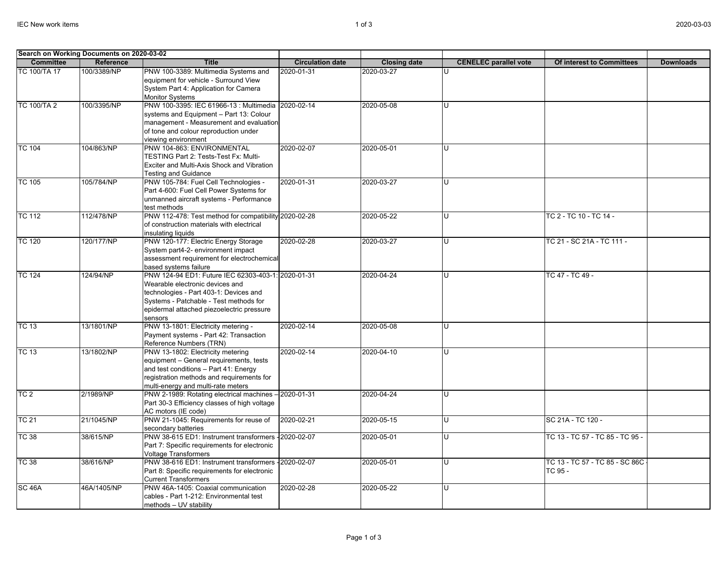| Search on Working Documents on 2020-03-02 | | | | | | | |
|---|---|---|---|---|---|---|---|
| **Committee** | **Reference** | **Title** | **Circulation date** | **Closing date** | **CENELEC parallel vote** | **Of interest to Committees** | **Downloads** |
| TC 100/TA 17 | 100/3389/NP | PNW 100-3389: Multimedia Systems and equipment for vehicle - Surround View System Part 4: Application for Camera Monitor Systems | 2020-01-31 | 2020-03-27 | U | | |
| TC 100/TA 2 | 100/3395/NP | PNW 100-3395: IEC 61966-13 : Multimedia systems and Equipment – Part 13: Colour management - Measurement and evaluation of tone and colour reproduction under viewing environment | 2020-02-14 | 2020-05-08 | U | | |
| TC 104 | 104/863/NP | PNW 104-863: ENVIRONMENTAL TESTING Part 2: Tests-Test Fx: Multi-Exciter and Multi-Axis Shock and Vibration Testing and Guidance | 2020-02-07 | 2020-05-01 | U | | |
| TC 105 | 105/784/NP | PNW 105-784: Fuel Cell Technologies - Part 4-600: Fuel Cell Power Systems for unmanned aircraft systems - Performance test methods | 2020-01-31 | 2020-03-27 | U | | |
| TC 112 | 112/478/NP | PNW 112-478: Test method for compatibility of construction materials with electrical insulating liquids | 2020-02-28 | 2020-05-22 | U | TC 2 - TC 10 - TC 14 - | |
| TC 120 | 120/177/NP | PNW 120-177: Electric Energy Storage System part4-2- environment impact assessment requirement for electrochemical based systems failure | 2020-02-28 | 2020-03-27 | U | TC 21 - SC 21A - TC 111 - | |
| TC 124 | 124/94/NP | PNW 124-94 ED1: Future IEC 62303-403-1: Wearable electronic devices and technologies - Part 403-1: Devices and Systems - Patchable - Test methods for epidermal attached piezoelectric pressure sensors | 2020-01-31 | 2020-04-24 | U | TC 47 - TC 49 - | |
| TC 13 | 13/1801/NP | PNW 13-1801: Electricity metering - Payment systems - Part 42: Transaction Reference Numbers (TRN) | 2020-02-14 | 2020-05-08 | U | | |
| TC 13 | 13/1802/NP | PNW 13-1802: Electricity metering equipment – General requirements, tests and test conditions – Part 41: Energy registration methods and requirements for multi-energy and multi-rate meters | 2020-02-14 | 2020-04-10 | U | | |
| TC 2 | 2/1989/NP | PNW 2-1989: Rotating electrical machines – Part 30-3 Efficiency classes of high voltage AC motors (IE code) | 2020-01-31 | 2020-04-24 | U | | |
| TC 21 | 21/1045/NP | PNW 21-1045: Requirements for reuse of secondary batteries | 2020-02-21 | 2020-05-15 | U | SC 21A - TC 120 - | |
| TC 38 | 38/615/NP | PNW 38-615 ED1: Instrument transformers - Part 7: Specific requirements for electronic Voltage Transformers | 2020-02-07 | 2020-05-01 | U | TC 13 - TC 57 - TC 85 - TC 95 - | |
| TC 38 | 38/616/NP | PNW 38-616 ED1: Instrument transformers - Part 8: Specific requirements for electronic Current Transformers | 2020-02-07 | 2020-05-01 | U | TC 13 - TC 57 - TC 85 - SC 86C - TC 95 - | |
| SC 46A | 46A/1405/NP | PNW 46A-1405: Coaxial communication cables - Part 1-212: Environmental test methods – UV stability | 2020-02-28 | 2020-05-22 | U | | |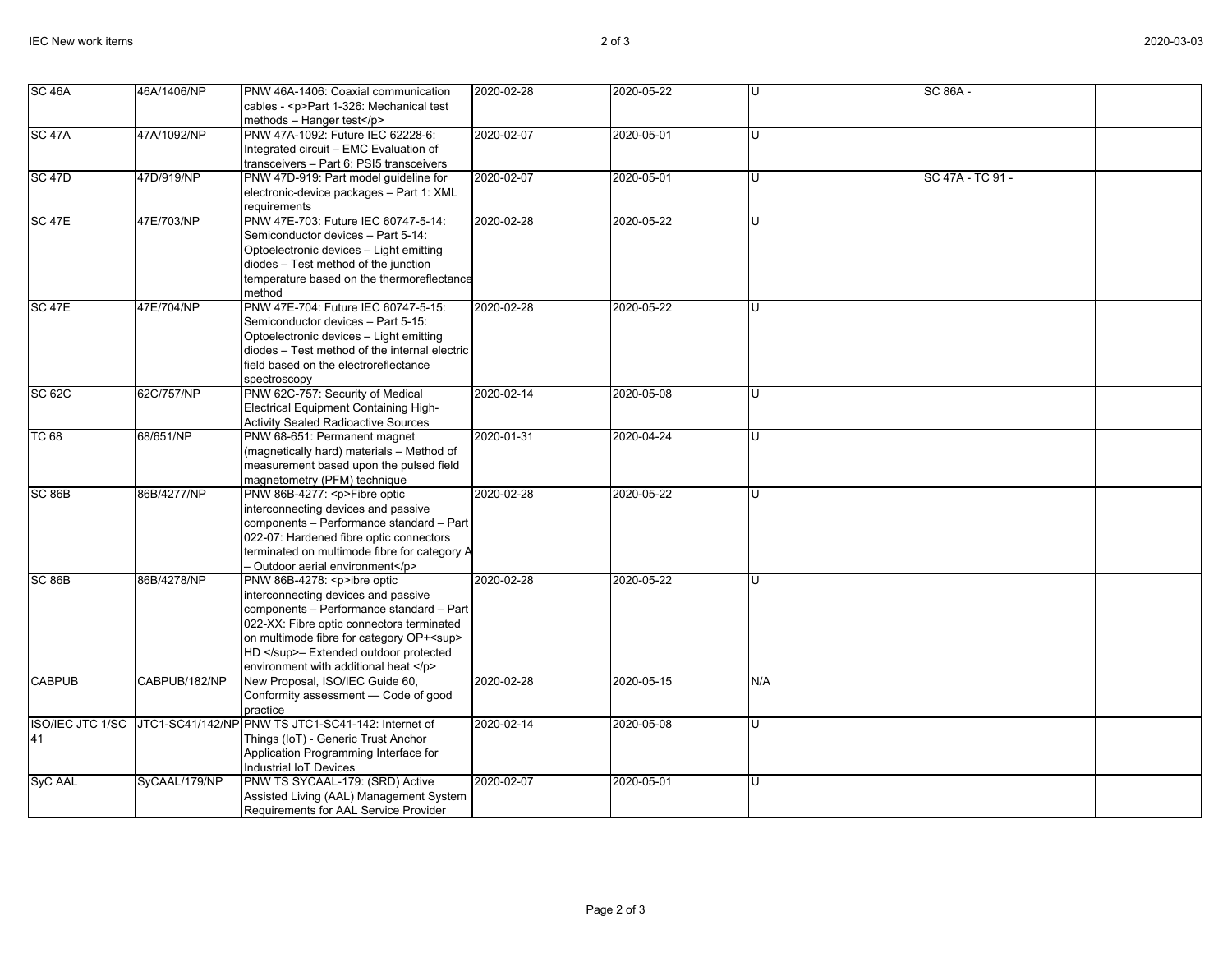| SC 46A | 46A/1406/NP | PNW 46A-1406: Coaxial communication cables - <p>Part 1-326: Mechanical test methods – Hanger test</p> | 2020-02-28 | 2020-05-22 | U | SC 86A - | |
|---|---|---|---|---|---|---|---|
| SC 47A | 47A/1092/NP | PNW 47A-1092: Future IEC 62228-6: Integrated circuit – EMC Evaluation of transceivers – Part 6: PSI5 transceivers | 2020-02-07 | 2020-05-01 | U | | |
| SC 47D | 47D/919/NP | PNW 47D-919: Part model guideline for electronic-device packages – Part 1: XML requirements | 2020-02-07 | 2020-05-01 | U | SC 47A - TC 91 - | |
| SC 47E | 47E/703/NP | PNW 47E-703: Future IEC 60747-5-14: Semiconductor devices – Part 5-14: Optoelectronic devices – Light emitting diodes – Test method of the junction temperature based on the thermoreflectance method | 2020-02-28 | 2020-05-22 | U | | |
| SC 47E | 47E/704/NP | PNW 47E-704: Future IEC 60747-5-15: Semiconductor devices – Part 5-15: Optoelectronic devices – Light emitting diodes – Test method of the internal electric field based on the electroreflectance spectroscopy | 2020-02-28 | 2020-05-22 | U | | |
| SC 62C | 62C/757/NP | PNW 62C-757: Security of Medical Electrical Equipment Containing High-Activity Sealed Radioactive Sources | 2020-02-14 | 2020-05-08 | U | | |
| TC 68 | 68/651/NP | PNW 68-651: Permanent magnet (magnetically hard) materials – Method of measurement based upon the pulsed field magnetometry (PFM) technique | 2020-01-31 | 2020-04-24 | U | | |
| SC 86B | 86B/4277/NP | PNW 86B-4277: <p>Fibre optic interconnecting devices and passive components – Performance standard – Part 022-07: Hardened fibre optic connectors terminated on multimode fibre for category A – Outdoor aerial environment</p> | 2020-02-28 | 2020-05-22 | U | | |
| SC 86B | 86B/4278/NP | PNW 86B-4278: <p>ibre optic interconnecting devices and passive components – Performance standard – Part 022-XX: Fibre optic connectors terminated on multimode fibre for category OP+<sup> HD </sup>– Extended outdoor protected environment with additional heat </p> | 2020-02-28 | 2020-05-22 | U | | |
| CABPUB | CABPUB/182/NP | New Proposal, ISO/IEC Guide 60, Conformity assessment — Code of good practice | 2020-02-28 | 2020-05-15 | N/A | | |
| ISO/IEC JTC 1/SC 41 | JTC1-SC41/142/NP | PNW TS JTC1-SC41-142: Internet of Things (IoT) - Generic Trust Anchor Application Programming Interface for Industrial IoT Devices | 2020-02-14 | 2020-05-08 | U | | |
| SyC AAL | SyCAAL/179/NP | PNW TS SYCAAL-179: (SRD) Active Assisted Living (AAL) Management System Requirements for AAL Service Provider | 2020-02-07 | 2020-05-01 | U | | |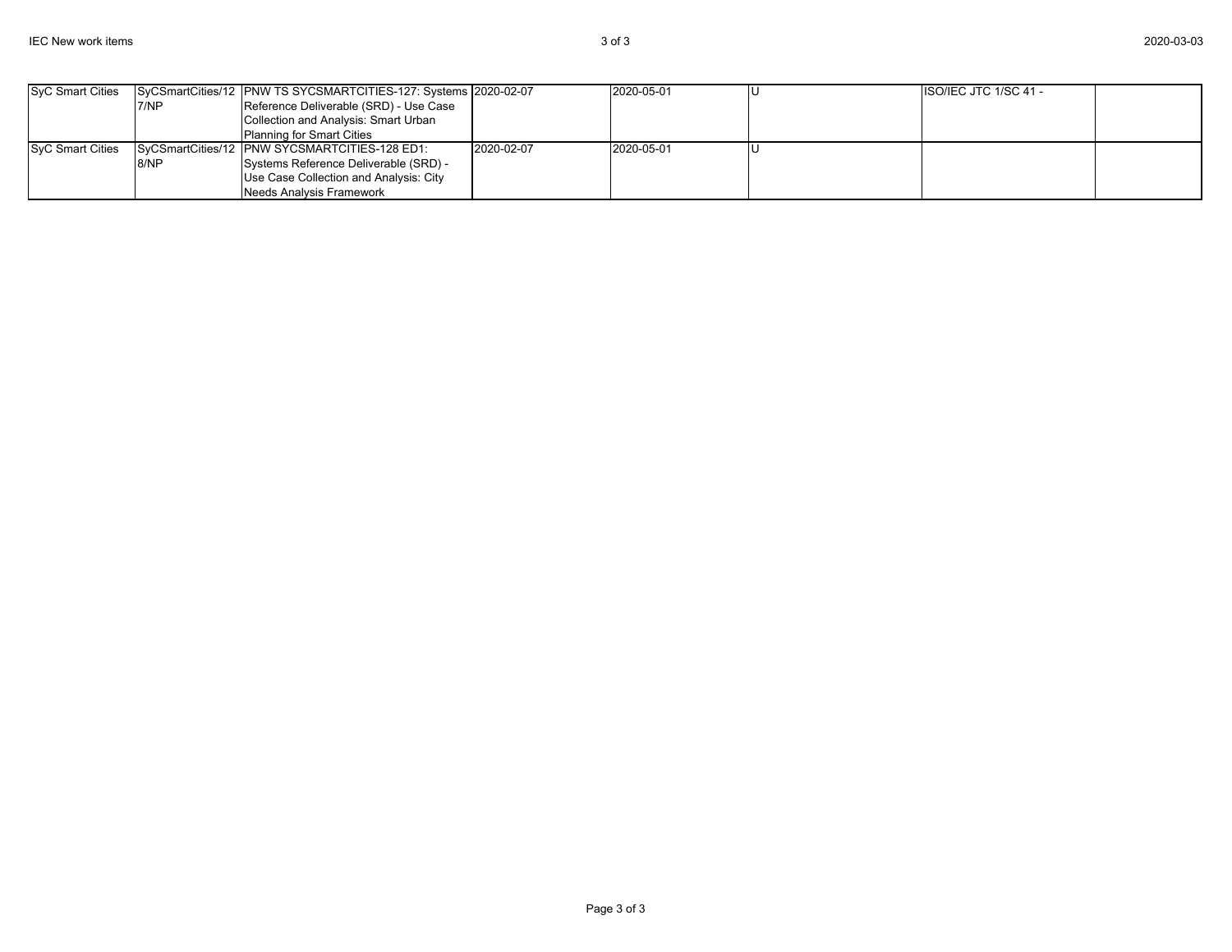| SyC Smart Cities | SyCSmartCities/127/NP | PNW TS SYCSMARTCITIES-127: Systems Reference Deliverable (SRD) - Use Case Collection and Analysis: Smart Urban Planning for Smart Cities | 2020-02-07 | 2020-05-01 | U | ISO/IEC JTC 1/SC 41 - | |
|---|---|---|---|---|---|---|---|
| SyC Smart Cities | SyCSmartCities/128/NP | PNW SYCSMARTCITIES-128 ED1: Systems Reference Deliverable (SRD) - Use Case Collection and Analysis: City Needs Analysis Framework | 2020-02-07 | 2020-05-01 | U | | |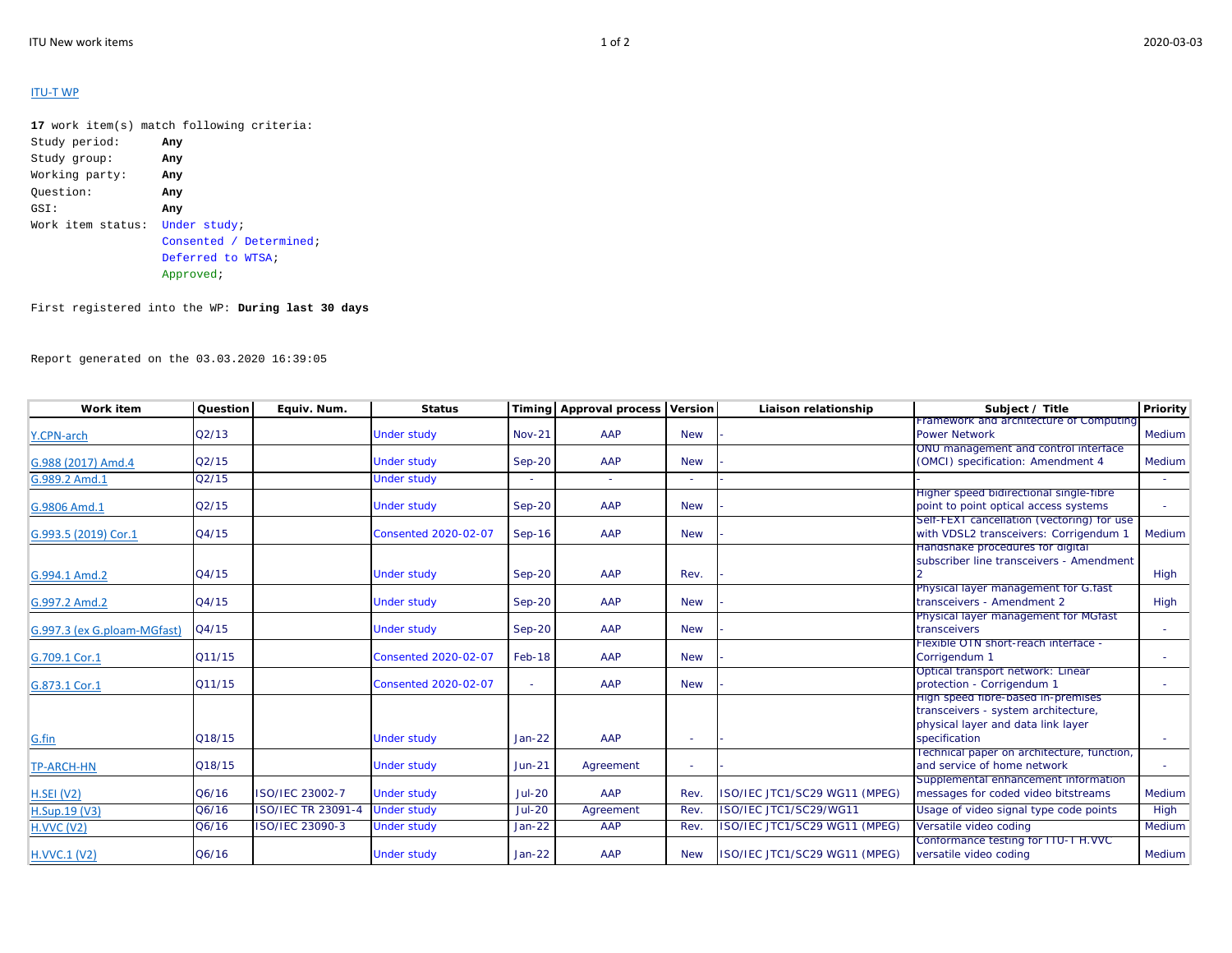ITU-T WP

```
17 work item(s) match following criteria:
Study period:      Any
Study group:       Any
Working party:     Any
Question:          Any
GSI:               Any
Work item status:  Under study;
                   Consented / Determined;
                   Deferred to WTSA;
                   Approved;

First registered into the WP: During last 30 days


Report generated on the 03.03.2020 16:39:05
```

| Work item | Question | Equiv. Num. | Status | Timing | Approval process | Version | Liaison relationship | Subject / Title | Priority |
|---|---|---|---|---|---|---|---|---|---|
| Y.CPN-arch | Q2/13 | | Under study | Nov-21 | AAP | New | - | Framework and architecture of Computing Power Network | Medium |
| G.988 (2017) Amd.4 | Q2/15 | | Under study | Sep-20 | AAP | New | - | ONU management and control interface (OMCI) specification: Amendment 4 | Medium |
| G.989.2 Amd.1 | Q2/15 | | Under study | - | - | - | - | - | - |
| G.9806 Amd.1 | Q2/15 | | Under study | Sep-20 | AAP | New | - | Higher speed bidirectional single-fibre point to point optical access systems | - |
| G.993.5 (2019) Cor.1 | Q4/15 | | Consented 2020-02-07 | Sep-16 | AAP | New | - | Self-FEXT cancellation (vectoring) for use with VDSL2 transceivers: Corrigendum 1 | Medium |
| G.994.1 Amd.2 | Q4/15 | | Under study | Sep-20 | AAP | Rev. | - | Handshake procedures for digital subscriber line transceivers - Amendment 2 | High |
| G.997.2 Amd.2 | Q4/15 | | Under study | Sep-20 | AAP | New | - | Physical layer management for G.fast transceivers - Amendment 2 | High |
| G.997.3 (ex G.ploam-MGfast) | Q4/15 | | Under study | Sep-20 | AAP | New | - | Physical layer management for MGfast transceivers | - |
| G.709.1 Cor.1 | Q11/15 | | Consented 2020-02-07 | Feb-18 | AAP | New | - | Flexible OTN short-reach interface - Corrigendum 1 | - |
| G.873.1 Cor.1 | Q11/15 | | Consented 2020-02-07 | - | AAP | New | - | Optical transport network: Linear protection - Corrigendum 1 | - |
| G.fin | Q18/15 | | Under study | Jan-22 | AAP | - | - | High speed fibre-based in-premises transceivers - system architecture, physical layer and data link layer specification | - |
| TP-ARCH-HN | Q18/15 | | Under study | Jun-21 | Agreement | - | - | Technical paper on architecture, function, and service of home network | - |
| H.SEI (V2) | Q6/16 | ISO/IEC 23002-7 | Under study | Jul-20 | AAP | Rev. | ISO/IEC JTC1/SC29 WG11 (MPEG) | Supplemental enhancement information messages for coded video bitstreams | Medium |
| H.Sup.19 (V3) | Q6/16 | ISO/IEC TR 23091-4 | Under study | Jul-20 | Agreement | Rev. | ISO/IEC JTC1/SC29/WG11 | Usage of video signal type code points | High |
| H.VVC (V2) | Q6/16 | ISO/IEC 23090-3 | Under study | Jan-22 | AAP | Rev. | ISO/IEC JTC1/SC29 WG11 (MPEG) | Versatile video coding | Medium |
| H.VVC.1 (V2) | Q6/16 | | Under study | Jan-22 | AAP | New | ISO/IEC JTC1/SC29 WG11 (MPEG) | Conformance testing for ITU-T H.VVC versatile video coding | Medium |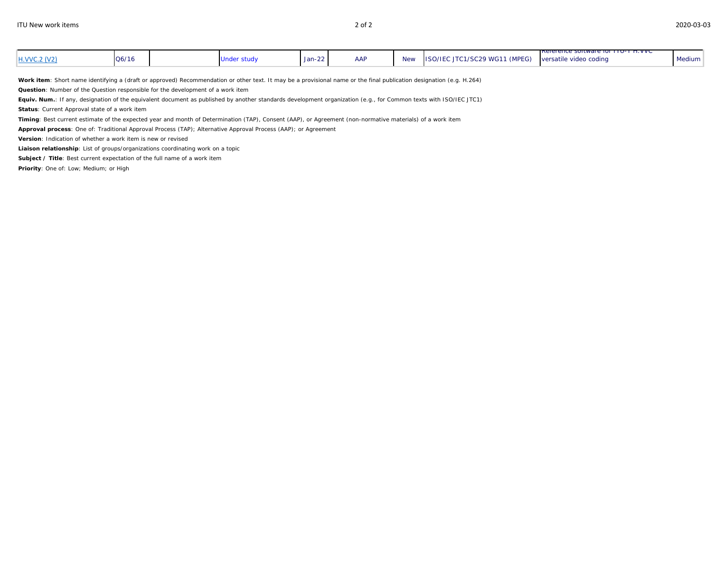| | | | | | | | | | |
|---|---|---|---|---|---|---|---|---|---|
| H.VVC.2 (V2) | Q6/16 | | Under study | Jan-22 | AAP | New | ISO/IEC JTC1/SC29 WG11 (MPEG) | Reference software for ITU-T H.VVC versatile video coding | Medium |

**Work item**: Short name identifying a (draft or approved) Recommendation or other text. It may be a provisional name or the final publication designation (e.g. H.264)

**Question**: Number of the Question responsible for the development of a work item

**Equiv. Num.**: If any, designation of the equivalent document as published by another standards development organization (e.g., for Common texts with ISO/IEC JTC1)

**Status**: Current Approval state of a work item

**Timing**: Best current estimate of the expected year and month of Determination (TAP), Consent (AAP), or Agreement (non-normative materials) of a work item

**Approval process**: One of: Traditional Approval Process (TAP); Alternative Approval Process (AAP); or Agreement

**Version**: Indication of whether a work item is new or revised

**Liaison relationship**: List of groups/organizations coordinating work on a topic

**Subject / Title**: Best current expectation of the full name of a work item

**Priority**: One of: Low; Medium; or High